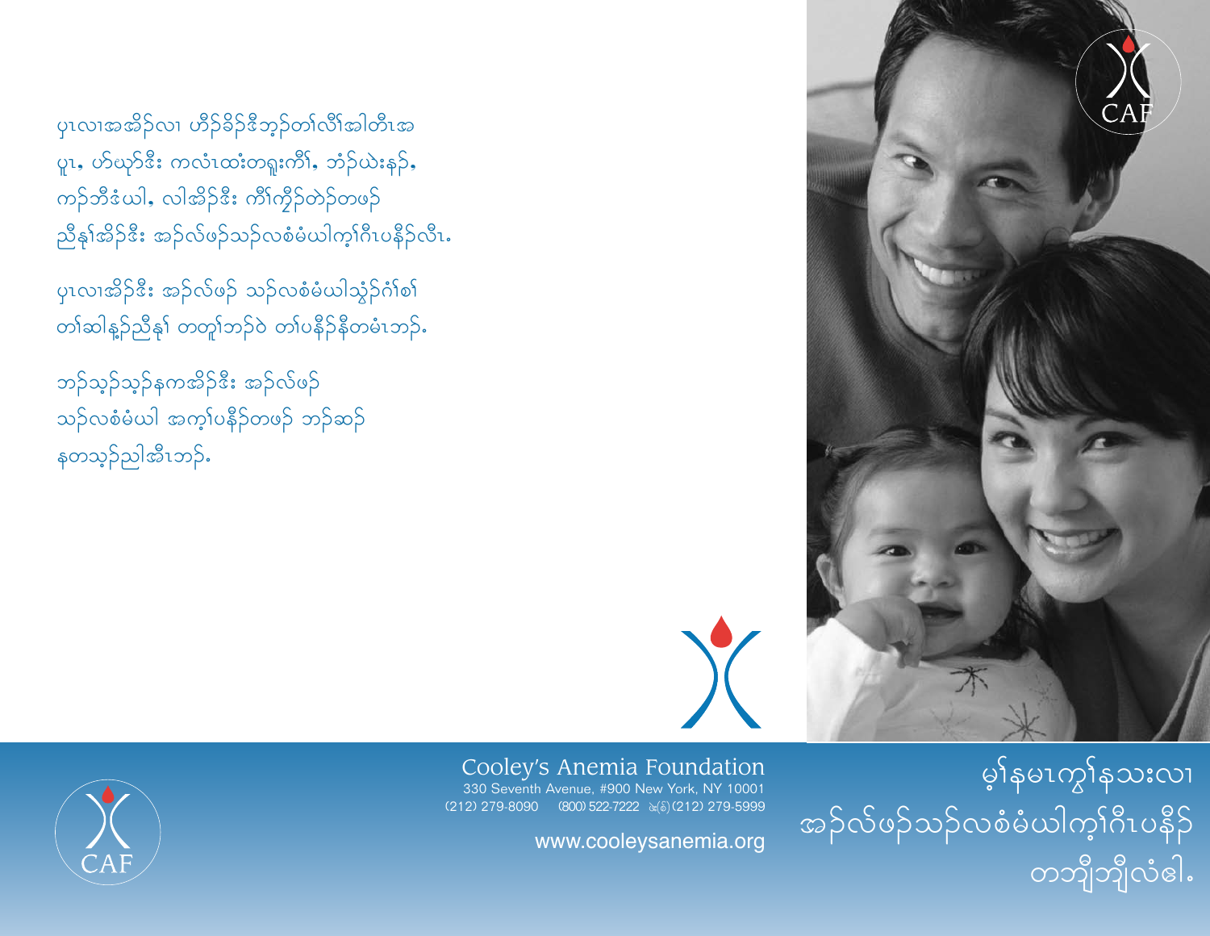ပှၤလၢအအိၣ်လၢ ဟီၣ်ခိၣ်ဒီဘှၣ်တၢ်လီၢ်အါတီၤအပူၤ, ဟ်ယှၣ်ဒီး ကလံၤထံးတရူးကီၢ်, ဘံၣ်ယဲးနၣ်, ကၣ်ဘီဒ်ယါ, လါအိၣ်ဒီး ကီၢ်ကွိၣ်တဲၣ်တဖၣ် ညီနၢ်အိၣ်ဒီး အၣ်လ်ဖၣ်သၣ်လစံမံယါကၢ်ဂီၤပနီၣ်လီၤ.

ပှၤလၢအိၣ်ဒီး အၣ်လ်ဖၣ် သၣ်လစံမံယါသ့ၣ်ဂံၢ်စၢ် တၢ်ဆါနူၣ်ညီနၢ် တတူၢ်ဘၣ်ဝဲ တၢ်ပနီၣ်နီတမံၤဘၣ်.

ဘၣ်သ့ၣ်သ့ၣ်နကအိၣ်ဒီး အၣ်လ်ဖၣ် သၣ်လစံမံယါ အကၢ်ပနီၣ်တဖၣ် ဘၣ်ဆၣ်နတသ့ၣ်ညါအီၤဘၣ်.

CAF

Cooley's Anemia Foundation
330 Seventh Avenue, #900 New York, NY 10001
(212) 279-8090 (800) 522-7222 ၡ(စ်) (212) 279-5999

www.cooleysanemia.org

# မ့ၢ်နမၤကွၢ်နသးလၢ အၣ်လ်ဖၣ်သၣ်လစံမံယါကၢ်ဂီၤပနီၣ် တဘျီဘျီလံဧါ.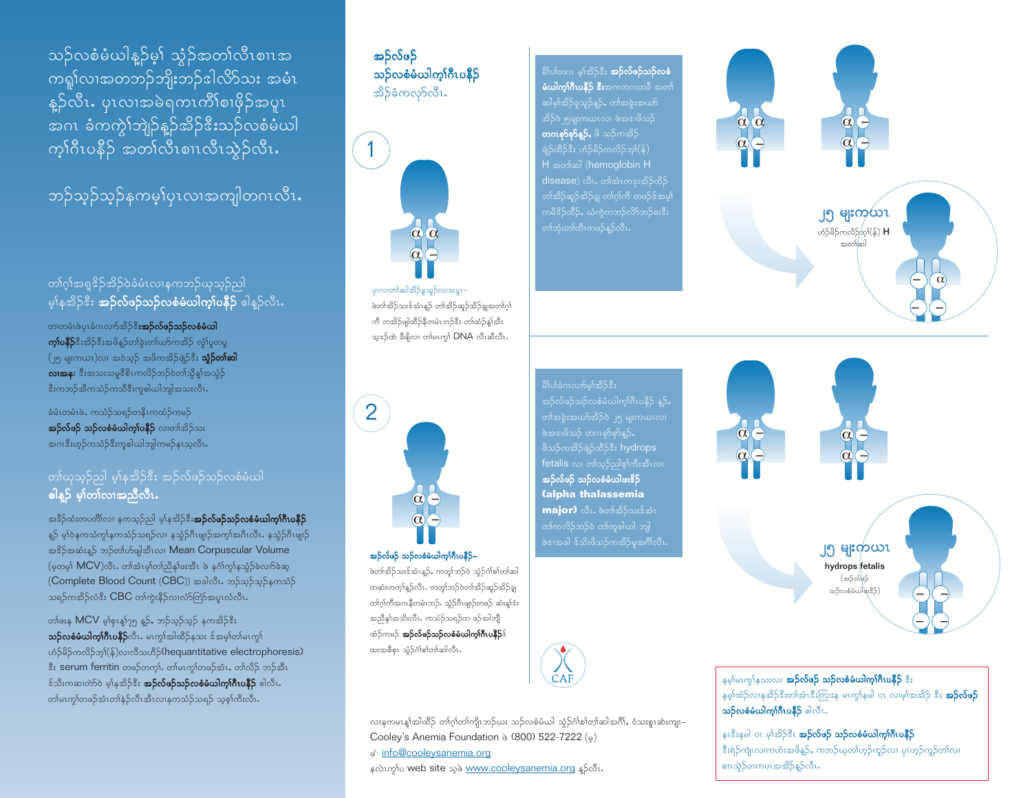သ‌ဍ်လစံမံယါန့ဍ်မ့ၢ် သွံ့ဍ်အတၢ်လီၤစၢၤအ ကရူၢ်လၢအတဘဍ်ဘျိးဘဍ်ဒၢလိာ်သး အမံၤ န့ဍ်လီၤ. ပှၤလၢအမဲရကၤကီၢ်စၢဖိုဍ်အပူၤ အဂၤ ခံကကွဲၢ်ဘဲ့ဍ်န့ဍ်အိဍ်ဒီးသ‌ဍ်လစံမံယါ ကွၢ်ဂီၤပနိဍ် အတၢ်လီၤစၢၤလီၤသွဲဍ်လီၤ.

ဘဍ်သ့ဍ်သ့ဍ်နကမ့ၢ်ပှၤလၢအကျါတဂၤလီၤ.

တၢ်ဂ့ၢ်အရှဒိဍ်အိဍ်ဝဲခံမံၤလၢနကဘဍ်ယုသ့ဍ်ညါ မ့ၢ်နအိဍ်ဒီး **အဍ်လ်ဖဍ်သ‌ဍ်လစံမံယါကွၢ်ဂီၤပနိဍ်** ဓါန့ဍ်လီၤ.

တဂၤတမံၤဖဲပှၤခံဂၤလၢ်အိဍ်ဒီး**အဍ်လ်ဖဍ်သ‌ဍ်လစံမံယါ ကွၢ်ပနိဍ်**ဒီးအိဍ်ဒီးအဖိန့ဍ်တၢ်ခွဲးတၢ်ယာ်ကအိဍ် လွံၢ်ပုတပူ (၂၅ မူးကယၤ)လၢ အဝဲသ့ဍ် အဖိကအိဍ်ဖျဲဍ်ဒီး **သွံ့ဍ်တၢ်ဆါလၢအနး** ဒီးအသးသမူဒီစိၤကလိဍ်ဘဍ်ဝဲတၢ်သွီန့ၢ်အသွံ့ဍ် ဒီးကဘဍ်ဒီကသံဍ်ကသီဒီးကူစါယါဘျါအသးလီၤ.

ခံမံၤတမံၤဖဲ, ကသံဍ်သရဍ်တနီၤကထံဍ်ကမဍ် **အဍ်လ်ဖဍ် သ‌ဍ်လစံမံယါကွၢ်ပနိဍ်** လၢတၢ်အိဍ်သး အဂၤဒီးဟ့ဍ်ကသံဍ်ဒီးကူစါယါဘျါကမဍ်နၤသ့လီၤ.

တၢ်ယုသ့ဍ်ညါ မ့ၢ်နအိဍ်ဒီး အဍ်လ်ဖဍ်သ‌ဍ်လစံမံယါ **ဓါန့ဍ် မ့ၢ်တၢ်လၢအညီလီၤ.**

အခိဍ်ထံးတပတိၢ်လၢ နကသ့ဍ်ညါ မ့ၢ်နအိဍ်ဒီး**အဍ်လ်ဖဍ်သ‌ဍ်လစံမံယါကွၢ်ဂီၤပနိဍ်** န့ဍ် မ့ၢ်ဝဲနကသံကွၢ်နကသံဍ်သရဍ်လၢ နသွံ့ဍ်ဂီၤဖျာဍ်အကွၢ်အဂီၤလီၤ. နသွံ့ဍ်ဂီၤဖျာဍ် အဒိဍ်အဆံးန့ဍ် ဘဍ်တၢ်ဟ်ဖျါအီၤလၢ Mean Corpuscular Volume (မ့တမ့ၢ် MCV)လီၤ. တၢ်အံၤမ့ၢ်တၢ်ညီနုၢ်ဖးအီၤ ဖဲ နဂံၢ်ကွၢ်နသွံ့ဍ်ဖဲလၢ်ဖဲဆူ (Complete Blood Count (CBC)) ဓါလီၤ. ဘဍ်သ့ဍ်သ့ဍ်နကသံဍ် သရဍ်ကအိဍ်လီၤဒီး CBC တၢ်ကွဲးနီၤ်ာလၢလံာ်ကြဲအပူၤလီလီၤ.

တၢ်ဖးန MCV မ့ၢ်ရၤန့ၢ်၇၅ န့ဍ်, ဘဍ်သ့ဍ်သ့ဍ် နကအိဍ်ဒီး **သ‌ဍ်လစံမံယါကွၢ်ဂီၤပနိဍ်**လီၤ. မၤကွၢ်အါထိဍ်နသး ဒ်အမ့ၢ်တၢ်မၤကွၢ် ဟံဍ်မိဍ်ကလိဍ်ဘှၢ်(န်)လၢလီသဟိဍ်(hequantitative electrophoresis) ဒီး serum ferritin တဖဍ်တက့ၢ်. တၢ်မၤကွၢ်တဖဍ်အံၤ, တၢ်လိဍ် ဘဍ်အီၤ ဒ်သိးကဆၢတဲာ်ဝဲ မ့ၢ်နအိဍ်ဒီး **အဍ်လ်ဖဍ်သ‌ဍ်လစံမံယါကွၢ်ဂီၤပနိဍ်** ဓါလီၤ. တၢ်မၤကွၢ်တဖဍ်အံၤတၢ်နဲဍ်လီၤအီၤလၢနကသံဍ်သရဍ် သ့စ့ၢ်ကီးလီၤ.

**အဍ်လ်ဖဍ် သ‌ဍ်လစံမံယါကွၢ်ဂီၤပနိဍ်** အိဍ်ခံကလုဍ်လီၤ.

**1**

α α
α –

ပှၤလၢတၢ်ဆါအိဍ်ဒ့သ့ဍ်လၢအပူၤ– ဖဲတၢ်အိဍ်သးဒ်အံၤန့ဍ် တၢ်အိဍ်ဆူဍ်အိဍ်ချူအတၢ်ဂ့ၢ် ကီ တအိဍ်ဖျါထိဍ်နီတမံၤဘဍ်ဒီး တၢ်ထံဍ်န့ၢ်အီၤ သ့ဍ်ထဲ ဒီဖျိလၢ တၢ်မၤကွၢ် DNA လီၤဆီလီၤ.

ခိါပၢ်တဂၤ မ့ၢ်အိဍ်ဒီး **အဍ်လ်ဖဍ်သ‌ဍ်လစံမံယါကွၢ်ဂီၤပနိဍ် ဒီး**အဂၤတဂၤတဖီ အတၢ် ဆါမ့ၢ်အိဍ်ဒ့သ့ဍ်န့ဍ်, တၢ်အခွဲးအယာ်အိဍ်ဝဲ၂၅မူးကယၤလၢ ဖဲအဒၢဖိသဍ် **တဂၤစ့ဍ်စ့ဍ်န့ဍ်,** ဖိ သဍ်ကအိဍ်ဖျဲဍ်ထိဍ်ဒီး ဟံဍ်မိဍ်ကလိဍ်ဘှၢ်(န်) H အတၢ်ဆါ (hemoglobin H disease) လီၤ. တၢ်အံၤကဒုးအိဍ်ထိဍ်တၢ်အိဍ်ဆူဍ်အိဍ်ချူ တၢ်ဂ့ၢ်ကီ တဖဍ်ဒ်အမ့ၢ် ကမိဒိဍ်ထိဍ်, ဃံကွဲတဘဍ်လိာ်ဘဍ်စးဒီး တၢ်ဘုံးတၢ်တီၤတဖဍ်န့ဍ်လီၤ.

α α / α – &nbsp;&nbsp; α – / α –

**၂၅ မူးကယၤ**
ဟံဍ်မိဍ်ကလိဍ်ဘှၢ်(န်) **H** အတၢ်ဆါ

– α / – –

**2**

α –
α –

**အဍ်လ်ဖဍ် သ‌ဍ်လစံမံယါကွၢ်ဂီၤပနိဍ်–** ဖဲတၢ်အိဍ်သးဒ်အံၤန့ဍ်, ကတဲ့ဘဍ်ဝဲ သွံ့ဍ်ဂံၢ်စၢ်တၢ်ဆါ တဆံးတက့ၢ်န့ဍ်လီၤ. တတဲ့ဘဍ်ဝဲတၢ်အိဍ်ဆူဍ်အိဍ်ချူ တၢ်ဂ့ၢ်ကီအဂၤနီတမံၤဘဍ်. သွံ့ဍ်ဂီၤဖျာဍ်တဖဍ် ဆံးန့ၢ်ဒံး အညီနုၢ်အသံးလီၤ. ကသံဍ်သရဍ်တ ဖဍ်အါဘျီ ထံဍ်ကမဍ် **အဍ်လ်ဖဍ်သ‌ဍ်လစံမံယါကွၢ်ဂီၤပနိဍ်**ဒ် ထးအစီရှ သွံ့ဍ်ဂံၢ်စၢ်တၢ်ဆါလီၤ.

ခိါပၢ်ခံဂၤလၢ်မ့ၢ်အိဍ်ဒီး အဍ်လ်ဖဍ်သ‌ဍ်လစံမံယါကွၢ်ဂီၤပနိဍ် န့ဍ်, တၢ်အခွဲးအယာ်အိဍ်ဝဲ ၂၅ မူးကယၤလၢ ဖဲအဒၢဖိသဍ် တဂၤစ့ဍ်စ့ဍ်န့ဍ်, ဖိသဍ်ကအိဍ်ဖျဲဍ်ထိဍ်ဒီး hydrops fetalis လၢ တၢ်သ့ဍ်ညါစ့ၢ်ကီးအီၤလၢ **အဍ်လ်ဖဍ် သ‌ဍ်လစံမံယါဖးဒိဍ် (alpha thalassemia major)** လီၤ. ဖဲတၢ်အိဍ်သးဒ်အံၤ တၢ်ကလိဍ်ဘဍ်ဝဲ တၢ်ကူစါယါ ဘျါ ဖဲဒၢအဓါ ဒ်သိးဖိသဍ်ကအိဍ်မူအဂီၢ်လီၤ.

α – / α – &nbsp;&nbsp; α – / α –

**၂၅ မူးကယၤ**
**hydrops fetalis**
(အဍ်လ်ဖဍ် သ‌ဍ်လစံမံယါဖးဒိဍ်)

– – / – –

CAF

နမ့ၢ်မၤကွၢ်နသးလၢ **အဍ်လ်ဖဍ် သ‌ဍ်လစံမံယါကွၢ်ဂီၤပနိဍ်** ဒီး နမ့ၢ်ထံဍ်လၢနအိဍ်ဒီးတၢ်အံၤဒီးကြၢးန မၤကွၢ်နမါ ဓၤ လၢမ့ၢ်အအိဍ် ဒီး **အဍ်လ်ဖဍ် သ‌ဍ်လစံမံယါကွၢ်ဂီၤပနိဍ်** ဓါလီၤ.

နၤဒီးနမါ ဓၤ မ့ၢ်အိဍ်ဒီး **အဍ်လ်ဖဍ် သ‌ဍ်လစံမံယါကွၢ်ဂီၤပနိဍ်** ဒီးရဲဍ်ကျဲၤလၢကဟံးအဖိန့ဍ်, ကဘဍ်ယုတၢ်ဟ့ဍ်ကူဍ်လၢ ပှၤဟ့ဍ်ကူဍ်တၢ်လၢ စၢၤသွဲဍ်တကပၤအအိဍ်န့ဍ်လီၤ.

လၢနကမၤန့ၢ်အါထိဍ် တၢ်ဂ့ၢ်တၢ်ကျိၤဘဍ်ဃး သ‌ဍ်လစံမံယါ သွံ့ဍ်ဂံၢ်စၢ်တၢ်ဆါအဂီၢ်, ဝံသးစူၤဆဲးကျၢ– Cooley's Anemia Foundation ဖဲ (800) 522-7222 (မ့)
ဖ႑ info@cooleysanemia.org
နလဲၤကွၢ်ပ web site သ့ဖဲ www.cooleysanemia.org န့ဍ်လီၤ.